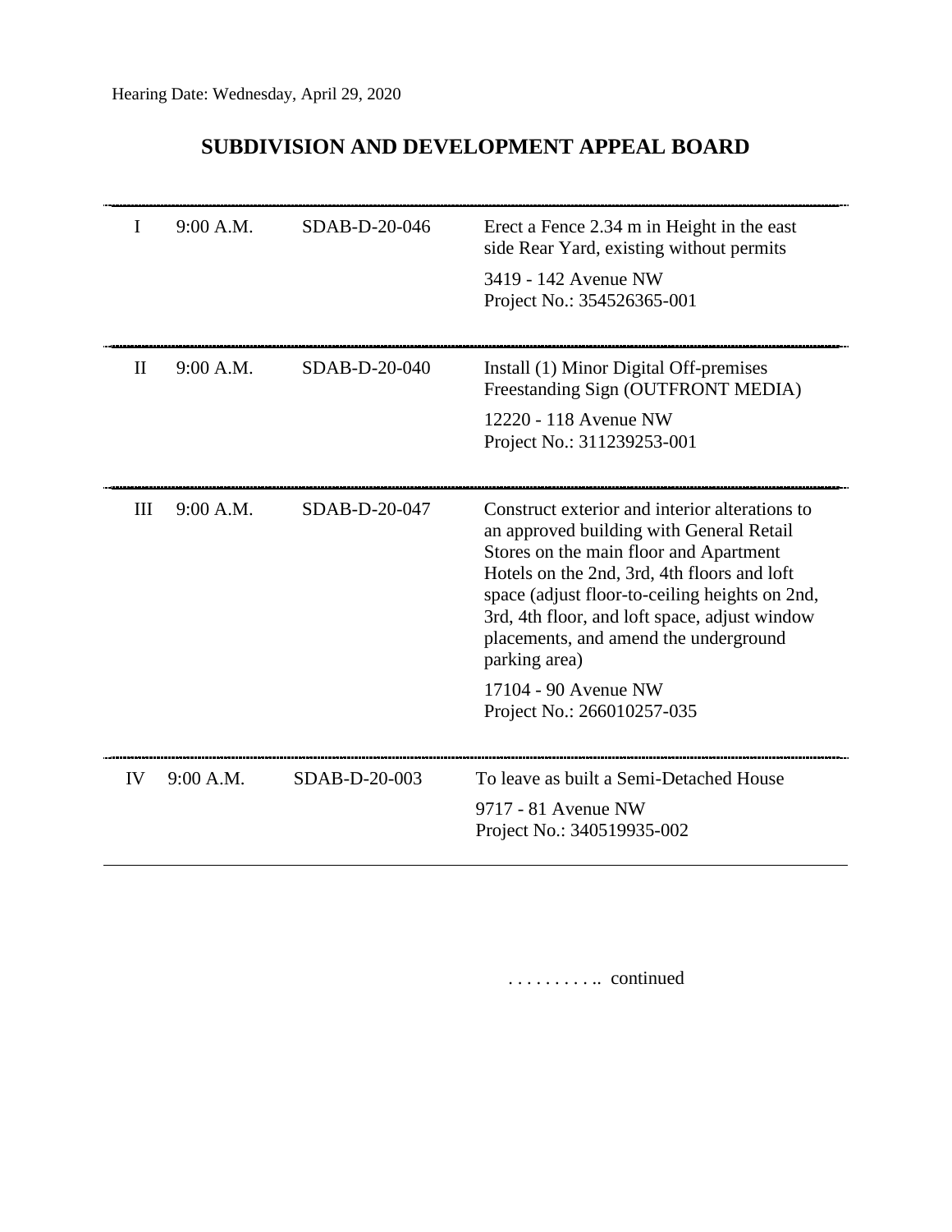Hearing Date: Wednesday, April 29, 2020

# SUBDIVISION AND DEVELOPMENT APPEAL BOARD

| | | | |
|---|---|---|---|
| I | 9:00 A.M. | SDAB-D-20-046 | Erect a Fence 2.34 m in Height in the east side Rear Yard, existing without permits<br><br>3419 - 142 Avenue NW<br>Project No.: 354526365-001 |
| II | 9:00 A.M. | SDAB-D-20-040 | Install (1) Minor Digital Off-premises Freestanding Sign (OUTFRONT MEDIA)<br><br>12220 - 118 Avenue NW<br>Project No.: 311239253-001 |
| III | 9:00 A.M. | SDAB-D-20-047 | Construct exterior and interior alterations to an approved building with General Retail Stores on the main floor and Apartment Hotels on the 2nd, 3rd, 4th floors and loft space (adjust floor-to-ceiling heights on 2nd, 3rd, 4th floor, and loft space, adjust window placements, and amend the underground parking area)<br><br>17104 - 90 Avenue NW<br>Project No.: 266010257-035 |
| IV | 9:00 A.M. | SDAB-D-20-003 | To leave as built a Semi-Detached House<br><br>9717 - 81 Avenue NW<br>Project No.: 340519935-002 |

. . . . . . . . . .. continued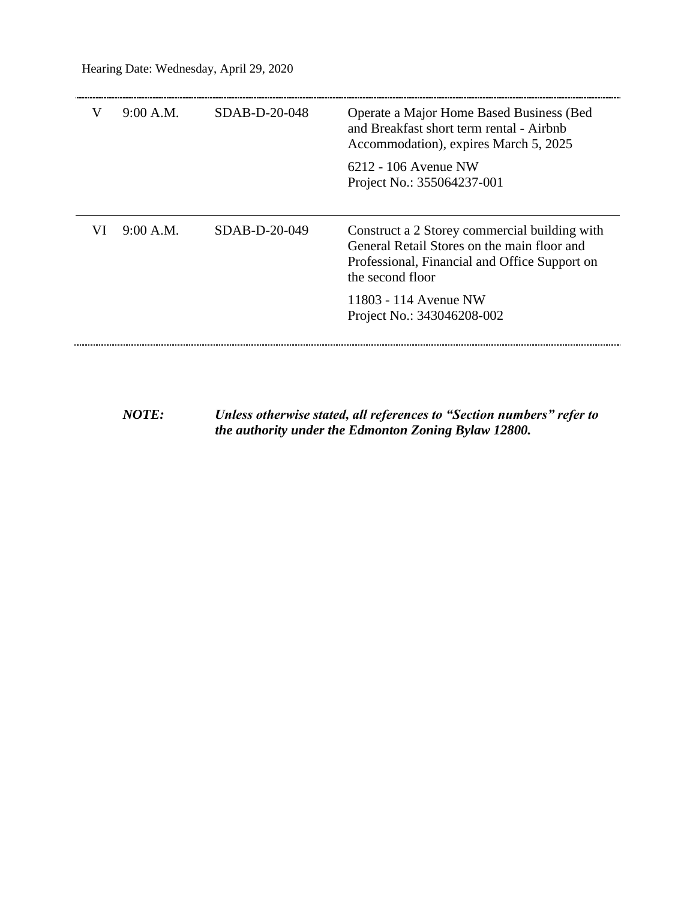Hearing Date: Wednesday, April 29, 2020

| | | | |
|---|---|---|---|
| V | 9:00 A.M. | SDAB-D-20-048 | Operate a Major Home Based Business (Bed and Breakfast short term rental - Airbnb Accommodation), expires March 5, 2025<br><br>6212 - 106 Avenue NW<br>Project No.: 355064237-001 |
| VI | 9:00 A.M. | SDAB-D-20-049 | Construct a 2 Storey commercial building with General Retail Stores on the main floor and Professional, Financial and Office Support on the second floor<br><br>11803 - 114 Avenue NW<br>Project No.: 343046208-002 |

***NOTE:*** ***Unless otherwise stated, all references to "Section numbers" refer to the authority under the Edmonton Zoning Bylaw 12800.***